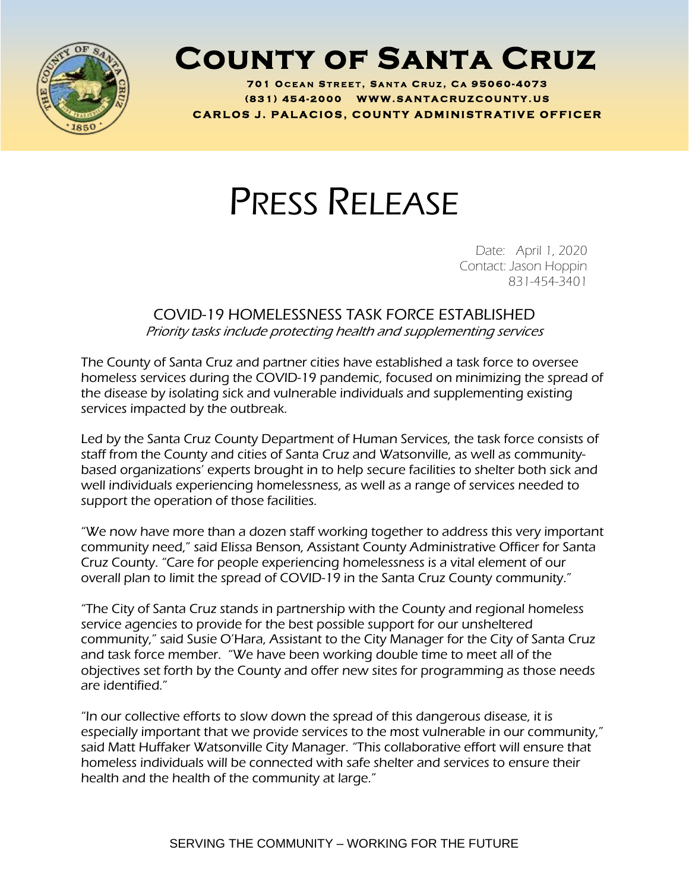# County of Santa Cruz

**701 Ocean Street, Santa Cruz, Ca 95060-4073**
**(831) 454-2000 www.santacruzcounty.us**
**CARLOS J. PALACIOS, COUNTY ADMINISTRATIVE OFFICER**

# PRESS RELEASE

Date: April 1, 2020
Contact: Jason Hoppin
831-454-3401

## COVID-19 HOMELESSNESS TASK FORCE ESTABLISHED

*Priority tasks include protecting health and supplementing services*

The County of Santa Cruz and partner cities have established a task force to oversee homeless services during the COVID-19 pandemic, focused on minimizing the spread of the disease by isolating sick and vulnerable individuals and supplementing existing services impacted by the outbreak.

Led by the Santa Cruz County Department of Human Services, the task force consists of staff from the County and cities of Santa Cruz and Watsonville, as well as community-based organizations' experts brought in to help secure facilities to shelter both sick and well individuals experiencing homelessness, as well as a range of services needed to support the operation of those facilities.

"We now have more than a dozen staff working together to address this very important community need," said Elissa Benson, Assistant County Administrative Officer for Santa Cruz County. "Care for people experiencing homelessness is a vital element of our overall plan to limit the spread of COVID-19 in the Santa Cruz County community."

"The City of Santa Cruz stands in partnership with the County and regional homeless service agencies to provide for the best possible support for our unsheltered community," said Susie O'Hara, Assistant to the City Manager for the City of Santa Cruz and task force member. "We have been working double time to meet all of the objectives set forth by the County and offer new sites for programming as those needs are identified."

"In our collective efforts to slow down the spread of this dangerous disease, it is especially important that we provide services to the most vulnerable in our community," said Matt Huffaker Watsonville City Manager. "This collaborative effort will ensure that homeless individuals will be connected with safe shelter and services to ensure their health and the health of the community at large."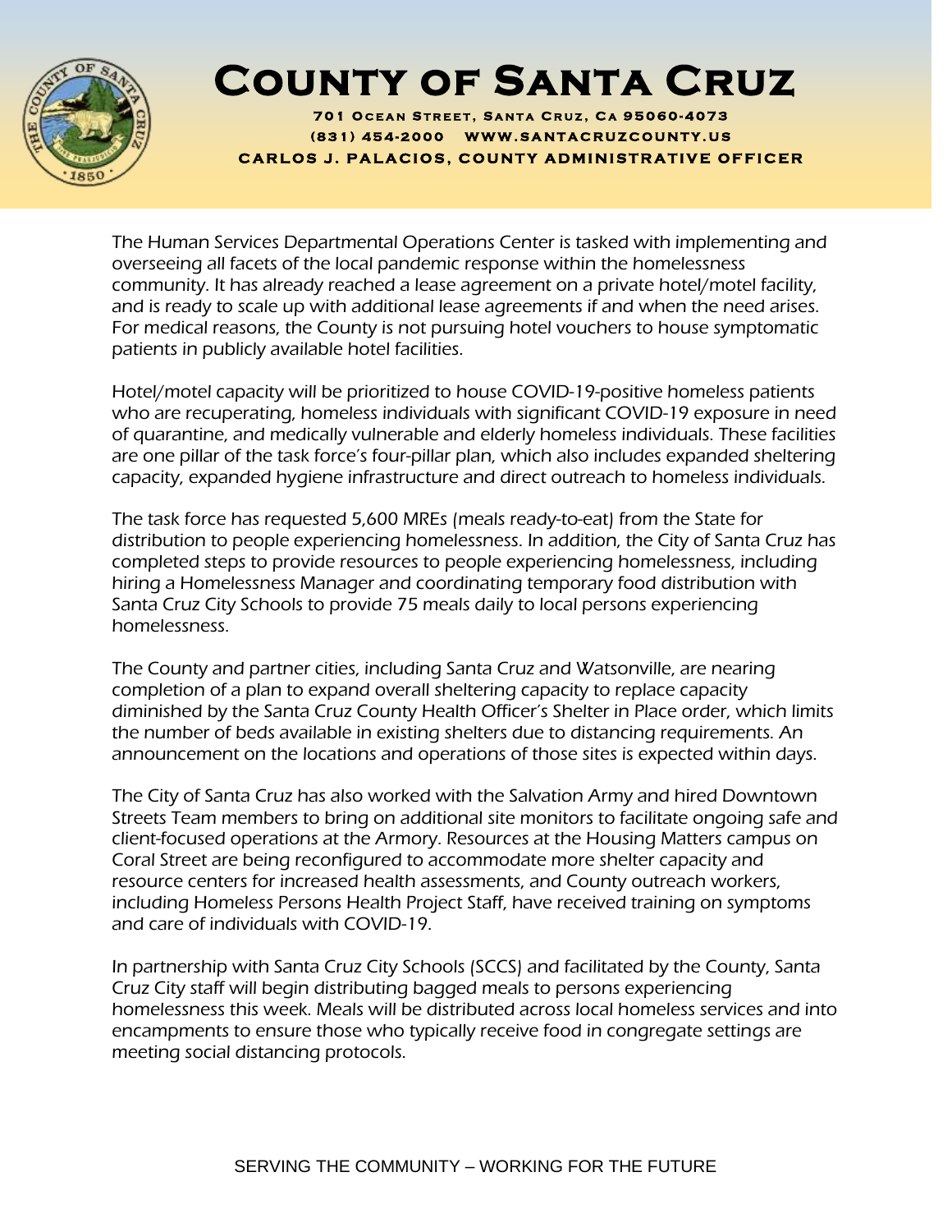The Human Services Departmental Operations Center is tasked with implementing and overseeing all facets of the local pandemic response within the homelessness community. It has already reached a lease agreement on a private hotel/motel facility, and is ready to scale up with additional lease agreements if and when the need arises. For medical reasons, the County is not pursuing hotel vouchers to house symptomatic patients in publicly available hotel facilities.

Hotel/motel capacity will be prioritized to house COVID-19-positive homeless patients who are recuperating, homeless individuals with significant COVID-19 exposure in need of quarantine, and medically vulnerable and elderly homeless individuals. These facilities are one pillar of the task force's four-pillar plan, which also includes expanded sheltering capacity, expanded hygiene infrastructure and direct outreach to homeless individuals.

The task force has requested 5,600 MREs (meals ready-to-eat) from the State for distribution to people experiencing homelessness. In addition, the City of Santa Cruz has completed steps to provide resources to people experiencing homelessness, including hiring a Homelessness Manager and coordinating temporary food distribution with Santa Cruz City Schools to provide 75 meals daily to local persons experiencing homelessness.

The County and partner cities, including Santa Cruz and Watsonville, are nearing completion of a plan to expand overall sheltering capacity to replace capacity diminished by the Santa Cruz County Health Officer's Shelter in Place order, which limits the number of beds available in existing shelters due to distancing requirements. An announcement on the locations and operations of those sites is expected within days.

The City of Santa Cruz has also worked with the Salvation Army and hired Downtown Streets Team members to bring on additional site monitors to facilitate ongoing safe and client-focused operations at the Armory. Resources at the Housing Matters campus on Coral Street are being reconfigured to accommodate more shelter capacity and resource centers for increased health assessments, and County outreach workers, including Homeless Persons Health Project Staff, have received training on symptoms and care of individuals with COVID-19.

In partnership with Santa Cruz City Schools (SCCS) and facilitated by the County, Santa Cruz City staff will begin distributing bagged meals to persons experiencing homelessness this week. Meals will be distributed across local homeless services and into encampments to ensure those who typically receive food in congregate settings are meeting social distancing protocols.